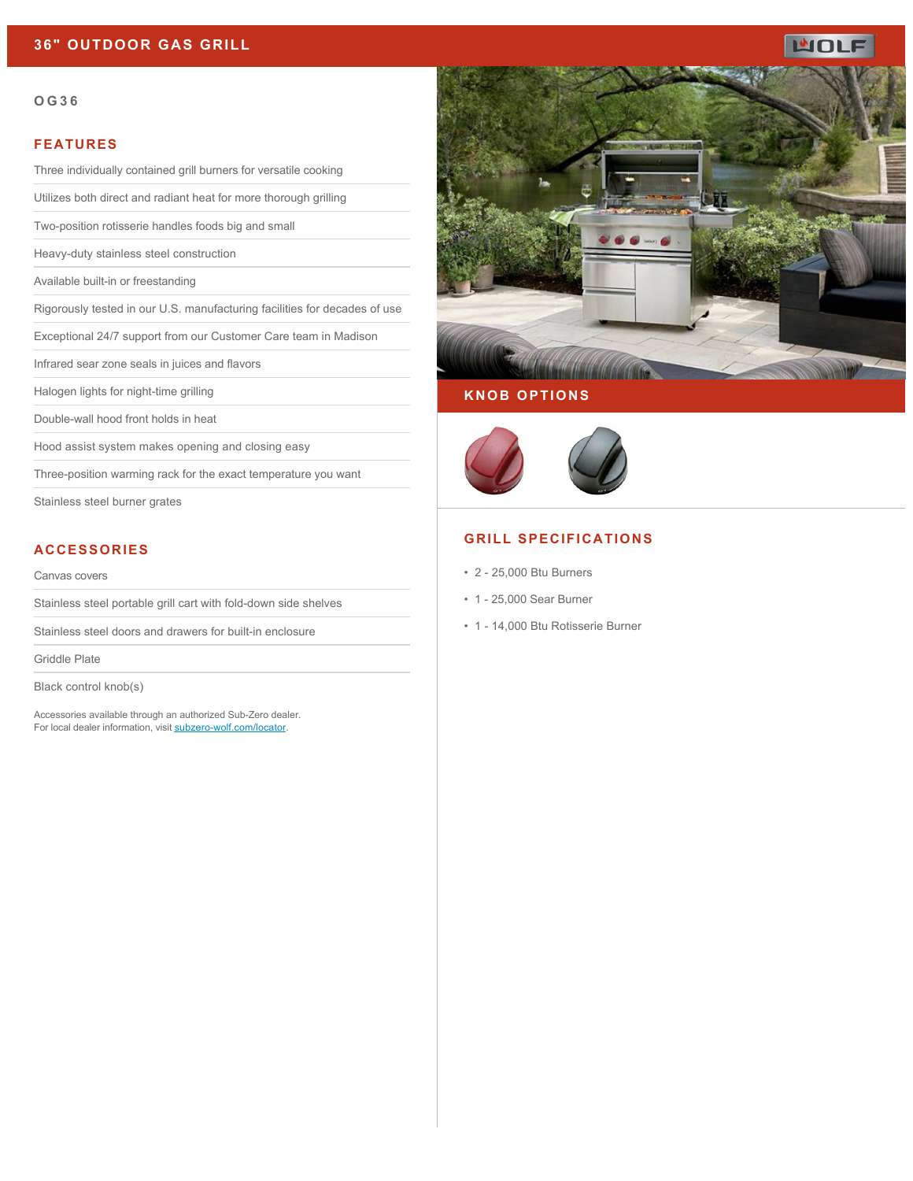# 36" OUTDOOR GAS GRILL

OG36

## FEATURES

- Three individually contained grill burners for versatile cooking
- Utilizes both direct and radiant heat for more thorough grilling
- Two-position rotisserie handles foods big and small
- Heavy-duty stainless steel construction
- Available built-in or freestanding
- Rigorously tested in our U.S. manufacturing facilities for decades of use
- Exceptional 24/7 support from our Customer Care team in Madison
- Infrared sear zone seals in juices and flavors
- Halogen lights for night-time grilling
- Double-wall hood front holds in heat
- Hood assist system makes opening and closing easy
- Three-position warming rack for the exact temperature you want
- Stainless steel burner grates

## ACCESSORIES

- Canvas covers
- Stainless steel portable grill cart with fold-down side shelves
- Stainless steel doors and drawers for built-in enclosure
- Griddle Plate
- Black control knob(s)

Accessories available through an authorized Sub-Zero dealer.
For local dealer information, visit subzero-wolf.com/locator.

## KNOB OPTIONS

## GRILL SPECIFICATIONS

- 2 - 25,000 Btu Burners
- 1 - 25,000 Sear Burner
- 1 - 14,000 Btu Rotisserie Burner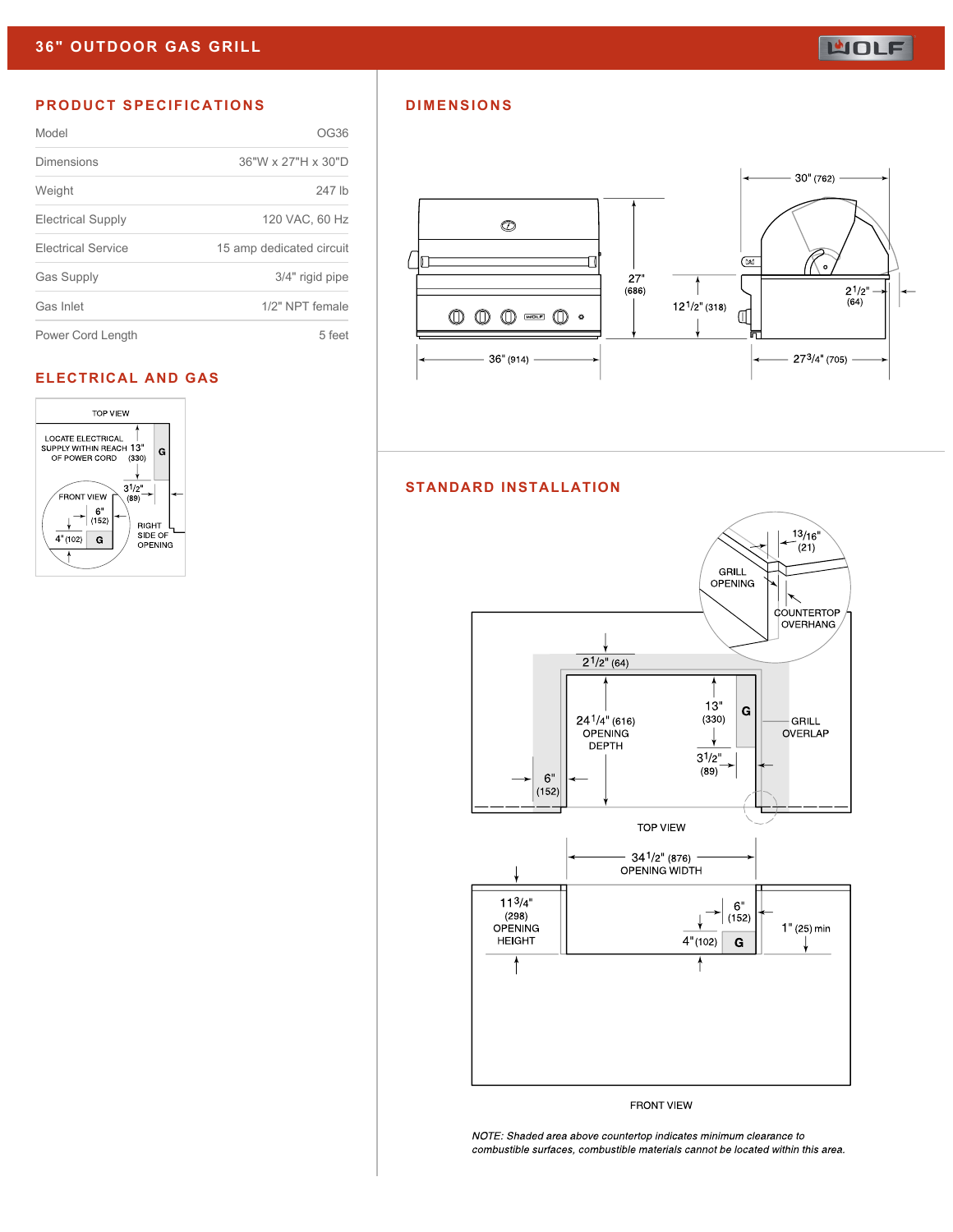# 36" OUTDOOR GAS GRILL

## PRODUCT SPECIFICATIONS

| | |
|---|---|
| Model | OG36 |
| Dimensions | 36"W x 27"H x 30"D |
| Weight | 247 lb |
| Electrical Supply | 120 VAC, 60 Hz |
| Electrical Service | 15 amp dedicated circuit |
| Gas Supply | 3/4" rigid pipe |
| Gas Inlet | 1/2" NPT female |
| Power Cord Length | 5 feet |

## ELECTRICAL AND GAS

TOP VIEW

LOCATE ELECTRICAL SUPPLY WITHIN REACH OF POWER CORD

13" (330)

G

3 1/2" (89)

FRONT VIEW

6" (152)

4" (102)

G

RIGHT SIDE OF OPENING

## DIMENSIONS

30" (762)

27" (686)

12 1/2" (318)

2 1/2" (64)

36" (914)

27 3/4" (705)

## STANDARD INSTALLATION

13/16" (21)

GRILL OPENING

COUNTERTOP OVERHANG

2 1/2" (64)

24 1/4" (616) OPENING DEPTH

13" (330)

G

GRILL OVERLAP

3 1/2" (89)

6" (152)

TOP VIEW

34 1/2" (876) OPENING WIDTH

11 3/4" (298) OPENING HEIGHT

6" (152)

1" (25) min

4" (102)

G

FRONT VIEW

*NOTE: Shaded area above countertop indicates minimum clearance to combustible surfaces, combustible materials cannot be located within this area.*